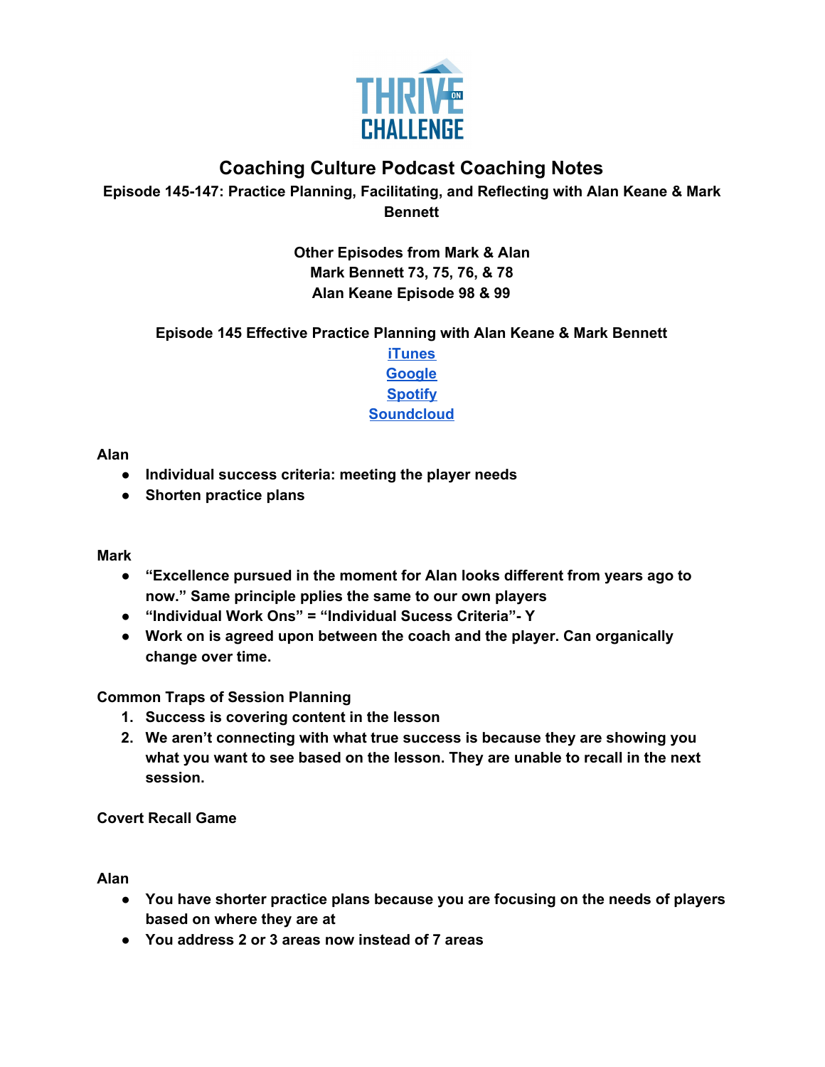# Coaching Culture Podcast Coaching Notes

**Episode 145-147: Practice Planning, Facilitating, and Reflecting with Alan Keane & Mark Bennett**

**Other Episodes from Mark & Alan**
**Mark Bennett 73, 75, 76, & 78**
**Alan Keane Episode 98 & 99**

**Episode 145 Effective Practice Planning with Alan Keane & Mark Bennett**

iTunes
Google
Spotify
Soundcloud

**Alan**

- **Individual success criteria: meeting the player needs**
- **Shorten practice plans**

**Mark**

- **"Excellence pursued in the moment for Alan looks different from years ago to now." Same principle pplies the same to our own players**
- **"Individual Work Ons" = "Individual Sucess Criteria"- Y**
- **Work on is agreed upon between the coach and the player. Can organically change over time.**

**Common Traps of Session Planning**

1. **Success is covering content in the lesson**
2. **We aren't connecting with what true success is because they are showing you what you want to see based on the lesson. They are unable to recall in the next session.**

**Covert Recall Game**

**Alan**

- **You have shorter practice plans because you are focusing on the needs of players based on where they are at**
- **You address 2 or 3 areas now instead of 7 areas**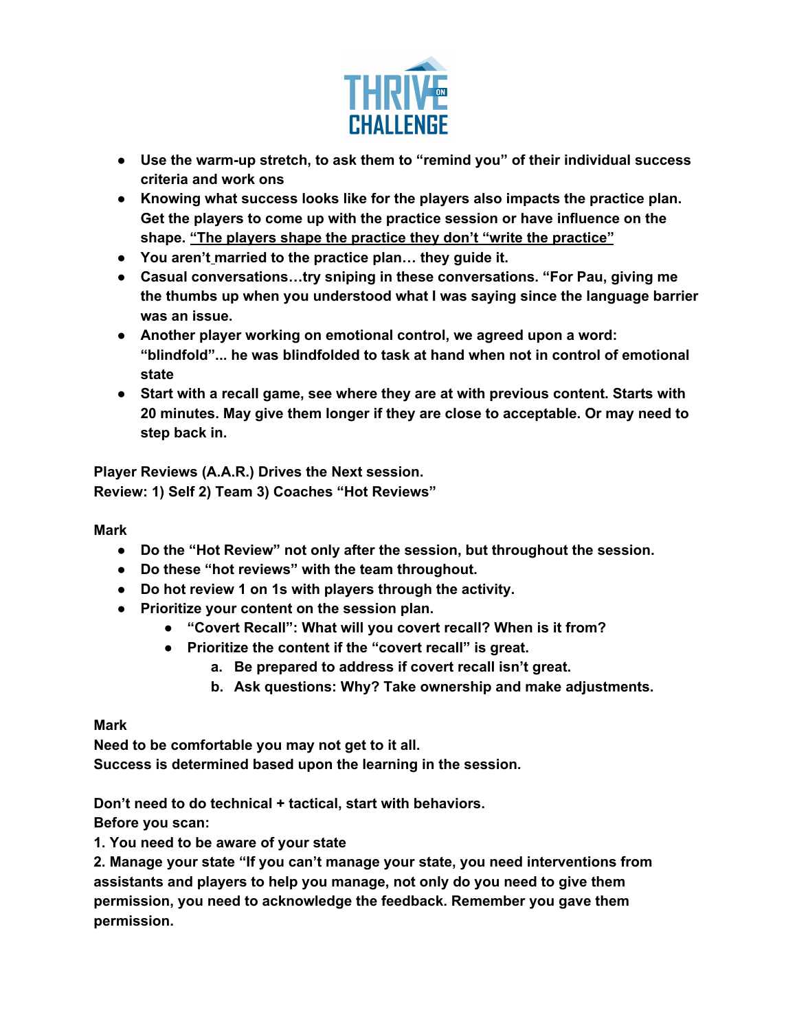- **Use the warm-up stretch, to ask them to "remind you" of their individual success criteria and work ons**
- **Knowing what success looks like for the players also impacts the practice plan. Get the players to come up with the practice session or have influence on the shape. "The players shape the practice they don't "write the practice"**
- **You aren't married to the practice plan… they guide it.**
- **Casual conversations…try sniping in these conversations. "For Pau, giving me the thumbs up when you understood what I was saying since the language barrier was an issue.**
- **Another player working on emotional control, we agreed upon a word: "blindfold"... he was blindfolded to task at hand when not in control of emotional state**
- **Start with a recall game, see where they are at with previous content. Starts with 20 minutes. May give them longer if they are close to acceptable. Or may need to step back in.**

**Player Reviews (A.A.R.) Drives the Next session.**
**Review: 1) Self 2) Team 3) Coaches "Hot Reviews"**

**Mark**

- **Do the "Hot Review" not only after the session, but throughout the session.**
- **Do these "hot reviews" with the team throughout.**
- **Do hot review 1 on 1s with players through the activity.**
- **Prioritize your content on the session plan.**
  - **"Covert Recall": What will you covert recall? When is it from?**
  - **Prioritize the content if the "covert recall" is great.**
    a. **Be prepared to address if covert recall isn't great.**
    b. **Ask questions: Why? Take ownership and make adjustments.**

**Mark**
**Need to be comfortable you may not get to it all.**
**Success is determined based upon the learning in the session.**

**Don't need to do technical + tactical, start with behaviors.**
**Before you scan:**
**1. You need to be aware of your state**
**2. Manage your state "If you can't manage your state, you need interventions from assistants and players to help you manage, not only do you need to give them permission, you need to acknowledge the feedback. Remember you gave them permission.**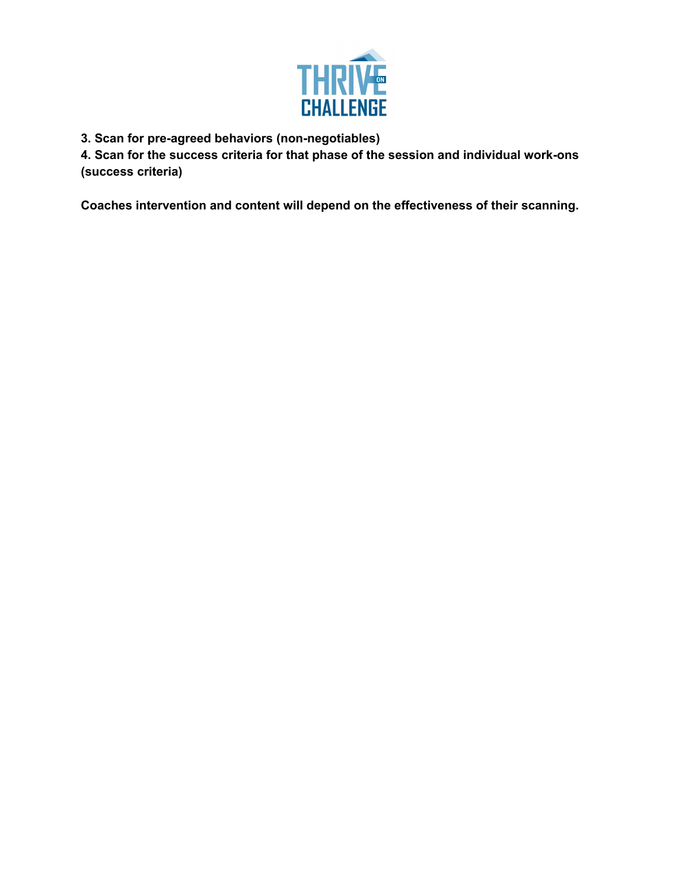**3. Scan for pre-agreed behaviors (non-negotiables)**
**4. Scan for the success criteria for that phase of the session and individual work-ons (success criteria)**

**Coaches intervention and content will depend on the effectiveness of their scanning.**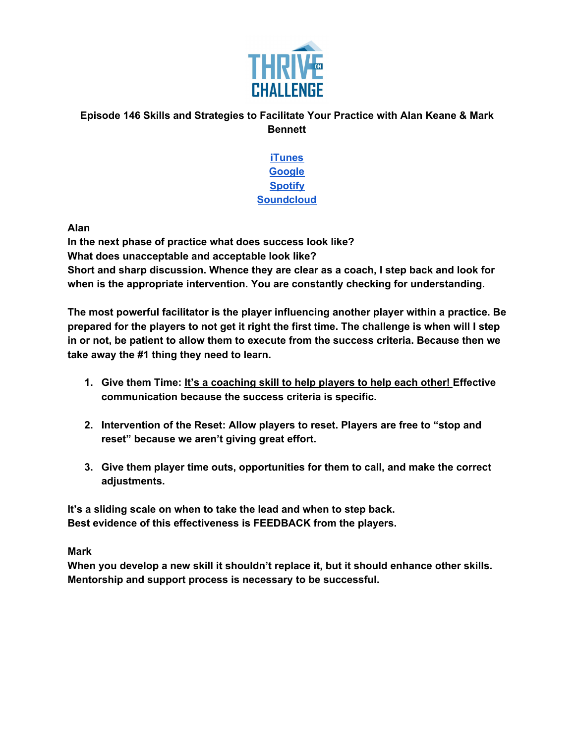**Episode 146 Skills and Strategies to Facilitate Your Practice with Alan Keane & Mark Bennett**

[iTunes](#)
[Google](#)
[Spotify](#)
[Soundcloud](#)

**Alan**
**In the next phase of practice what does success look like?**
**What does unacceptable and acceptable look like?**
**Short and sharp discussion. Whence they are clear as a coach, I step back and look for when is the appropriate intervention. You are constantly checking for understanding.**

**The most powerful facilitator is the player influencing another player within a practice. Be prepared for the players to not get it right the first time. The challenge is when will I step in or not, be patient to allow them to execute from the success criteria. Because then we take away the #1 thing they need to learn.**

1. **Give them Time: <u>It's a coaching skill to help players to help each other!</u> Effective communication because the success criteria is specific.**
2. **Intervention of the Reset: Allow players to reset. Players are free to "stop and reset" because we aren't giving great effort.**
3. **Give them player time outs, opportunities for them to call, and make the correct adjustments.**

**It's a sliding scale on when to take the lead and when to step back.**
**Best evidence of this effectiveness is FEEDBACK from the players.**

**Mark**
**When you develop a new skill it shouldn't replace it, but it should enhance other skills.**
**Mentorship and support process is necessary to be successful.**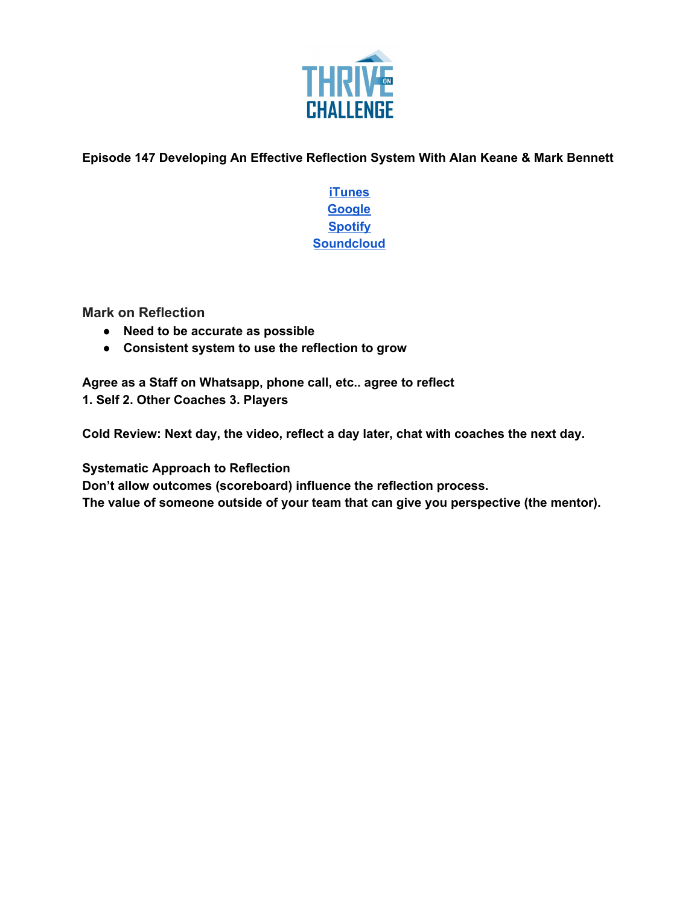**Episode 147 Developing An Effective Reflection System With Alan Keane & Mark Bennett**

[iTunes](#)
[Google](#)
[Spotify](#)
[Soundcloud](#)

## Mark on Reflection

- **Need to be accurate as possible**
- **Consistent system to use the reflection to grow**

**Agree as a Staff on Whatsapp, phone call, etc.. agree to reflect**
**1. Self 2. Other Coaches 3. Players**

**Cold Review: Next day, the video, reflect a day later, chat with coaches the next day.**

**Systematic Approach to Reflection**
**Don't allow outcomes (scoreboard) influence the reflection process.**
**The value of someone outside of your team that can give you perspective (the mentor).**